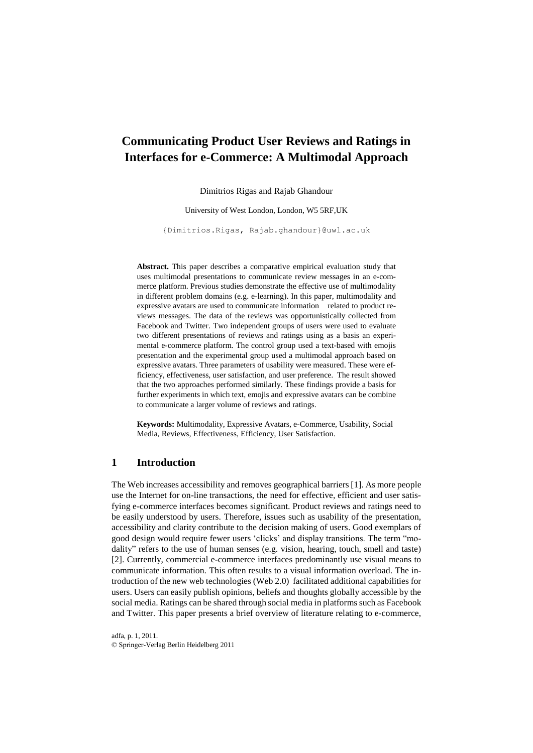# Communicating Product User Reviews and Ratings in Interfaces for e-Commerce: A Multimodal Approach

Dimitrios Rigas and Rajab Ghandour

University of West London, London, W5 5RF,UK

{Dimitrios.Rigas, Rajab.ghandour}@uwl.ac.uk

**Abstract.** This paper describes a comparative empirical evaluation study that uses multimodal presentations to communicate review messages in an e-commerce platform. Previous studies demonstrate the effective use of multimodality in different problem domains (e.g. e-learning). In this paper, multimodality and expressive avatars are used to communicate information related to product reviews messages. The data of the reviews was opportunistically collected from Facebook and Twitter. Two independent groups of users were used to evaluate two different presentations of reviews and ratings using as a basis an experimental e-commerce platform. The control group used a text-based with emojis presentation and the experimental group used a multimodal approach based on expressive avatars. Three parameters of usability were measured. These were efficiency, effectiveness, user satisfaction, and user preference. The result showed that the two approaches performed similarly. These findings provide a basis for further experiments in which text, emojis and expressive avatars can be combine to communicate a larger volume of reviews and ratings.

**Keywords:** Multimodality, Expressive Avatars, e-Commerce, Usability, Social Media, Reviews, Effectiveness, Efficiency, User Satisfaction.

## 1 Introduction

The Web increases accessibility and removes geographical barriers [1]. As more people use the Internet for on-line transactions, the need for effective, efficient and user satisfying e-commerce interfaces becomes significant. Product reviews and ratings need to be easily understood by users. Therefore, issues such as usability of the presentation, accessibility and clarity contribute to the decision making of users. Good exemplars of good design would require fewer users 'clicks' and display transitions. The term "modality" refers to the use of human senses (e.g. vision, hearing, touch, smell and taste) [2]. Currently, commercial e-commerce interfaces predominantly use visual means to communicate information. This often results to a visual information overload. The introduction of the new web technologies (Web 2.0) facilitated additional capabilities for users. Users can easily publish opinions, beliefs and thoughts globally accessible by the social media. Ratings can be shared through social media in platforms such as Facebook and Twitter. This paper presents a brief overview of literature relating to e-commerce,

adfa, p. 1, 2011.
© Springer-Verlag Berlin Heidelberg 2011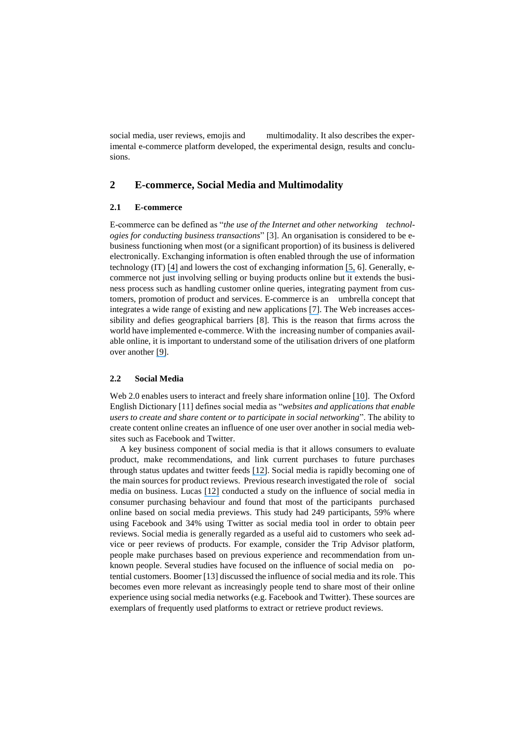social media, user reviews, emojis and multimodality. It also describes the experimental e-commerce platform developed, the experimental design, results and conclusions.

## 2 E-commerce, Social Media and Multimodality

### 2.1 E-commerce

E-commerce can be defined as "*the use of the Internet and other networking technologies for conducting business transactions*" [3]. An organisation is considered to be e-business functioning when most (or a significant proportion) of its business is delivered electronically. Exchanging information is often enabled through the use of information technology (IT) [4] and lowers the cost of exchanging information [5, 6]. Generally, e-commerce not just involving selling or buying products online but it extends the business process such as handling customer online queries, integrating payment from customers, promotion of product and services. E-commerce is an umbrella concept that integrates a wide range of existing and new applications [7]. The Web increases accessibility and defies geographical barriers [8]. This is the reason that firms across the world have implemented e-commerce. With the increasing number of companies available online, it is important to understand some of the utilisation drivers of one platform over another [9].

### 2.2 Social Media

Web 2.0 enables users to interact and freely share information online [10]. The Oxford English Dictionary [11] defines social media as "*websites and applications that enable users to create and share content or to participate in social networking*". The ability to create content online creates an influence of one user over another in social media websites such as Facebook and Twitter.

A key business component of social media is that it allows consumers to evaluate product, make recommendations, and link current purchases to future purchases through status updates and twitter feeds [12]. Social media is rapidly becoming one of the main sources for product reviews. Previous research investigated the role of social media on business. Lucas [12] conducted a study on the influence of social media in consumer purchasing behaviour and found that most of the participants purchased online based on social media previews. This study had 249 participants, 59% where using Facebook and 34% using Twitter as social media tool in order to obtain peer reviews. Social media is generally regarded as a useful aid to customers who seek advice or peer reviews of products. For example, consider the Trip Advisor platform, people make purchases based on previous experience and recommendation from unknown people. Several studies have focused on the influence of social media on potential customers. Boomer [13] discussed the influence of social media and its role. This becomes even more relevant as increasingly people tend to share most of their online experience using social media networks (e.g. Facebook and Twitter). These sources are exemplars of frequently used platforms to extract or retrieve product reviews.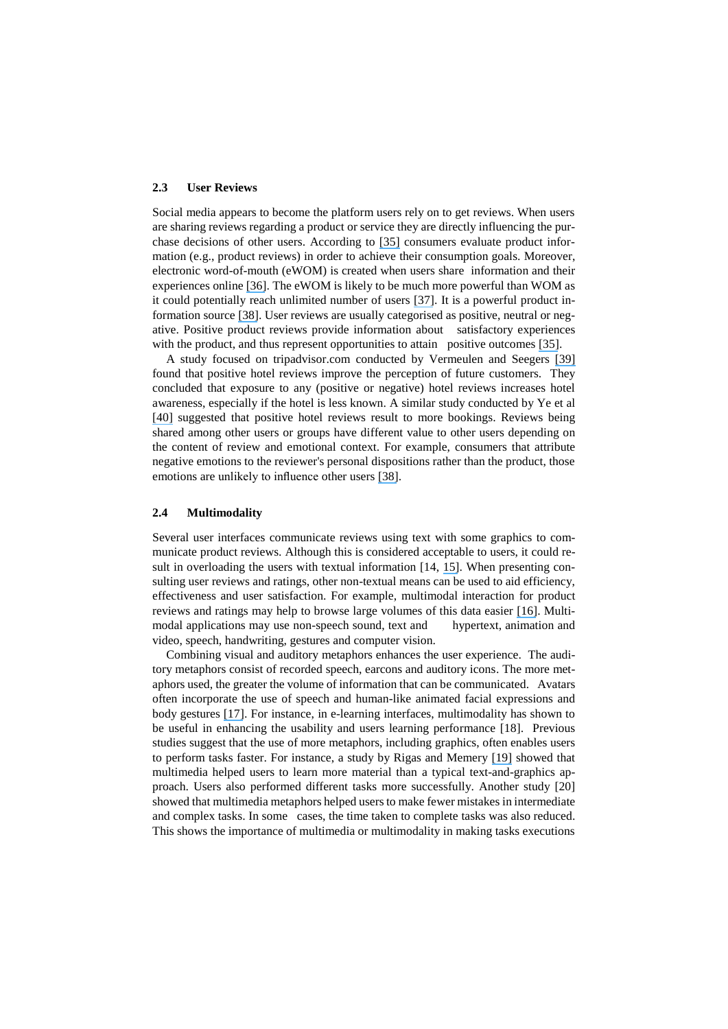### 2.3 User Reviews

Social media appears to become the platform users rely on to get reviews. When users are sharing reviews regarding a product or service they are directly influencing the purchase decisions of other users. According to [35] consumers evaluate product information (e.g., product reviews) in order to achieve their consumption goals. Moreover, electronic word-of-mouth (eWOM) is created when users share information and their experiences online [36]. The eWOM is likely to be much more powerful than WOM as it could potentially reach unlimited number of users [37]. It is a powerful product information source [38]. User reviews are usually categorised as positive, neutral or negative. Positive product reviews provide information about satisfactory experiences with the product, and thus represent opportunities to attain positive outcomes [35].

A study focused on tripadvisor.com conducted by Vermeulen and Seegers [39] found that positive hotel reviews improve the perception of future customers. They concluded that exposure to any (positive or negative) hotel reviews increases hotel awareness, especially if the hotel is less known. A similar study conducted by Ye et al [40] suggested that positive hotel reviews result to more bookings. Reviews being shared among other users or groups have different value to other users depending on the content of review and emotional context. For example, consumers that attribute negative emotions to the reviewer's personal dispositions rather than the product, those emotions are unlikely to influence other users [38].

### 2.4 Multimodality

Several user interfaces communicate reviews using text with some graphics to communicate product reviews. Although this is considered acceptable to users, it could result in overloading the users with textual information [14, 15]. When presenting consulting user reviews and ratings, other non-textual means can be used to aid efficiency, effectiveness and user satisfaction. For example, multimodal interaction for product reviews and ratings may help to browse large volumes of this data easier [16]. Multimodal applications may use non-speech sound, text and hypertext, animation and video, speech, handwriting, gestures and computer vision.

Combining visual and auditory metaphors enhances the user experience. The auditory metaphors consist of recorded speech, earcons and auditory icons. The more metaphors used, the greater the volume of information that can be communicated. Avatars often incorporate the use of speech and human-like animated facial expressions and body gestures [17]. For instance, in e-learning interfaces, multimodality has shown to be useful in enhancing the usability and users learning performance [18]. Previous studies suggest that the use of more metaphors, including graphics, often enables users to perform tasks faster. For instance, a study by Rigas and Memery [19] showed that multimedia helped users to learn more material than a typical text-and-graphics approach. Users also performed different tasks more successfully. Another study [20] showed that multimedia metaphors helped users to make fewer mistakes in intermediate and complex tasks. In some cases, the time taken to complete tasks was also reduced. This shows the importance of multimedia or multimodality in making tasks executions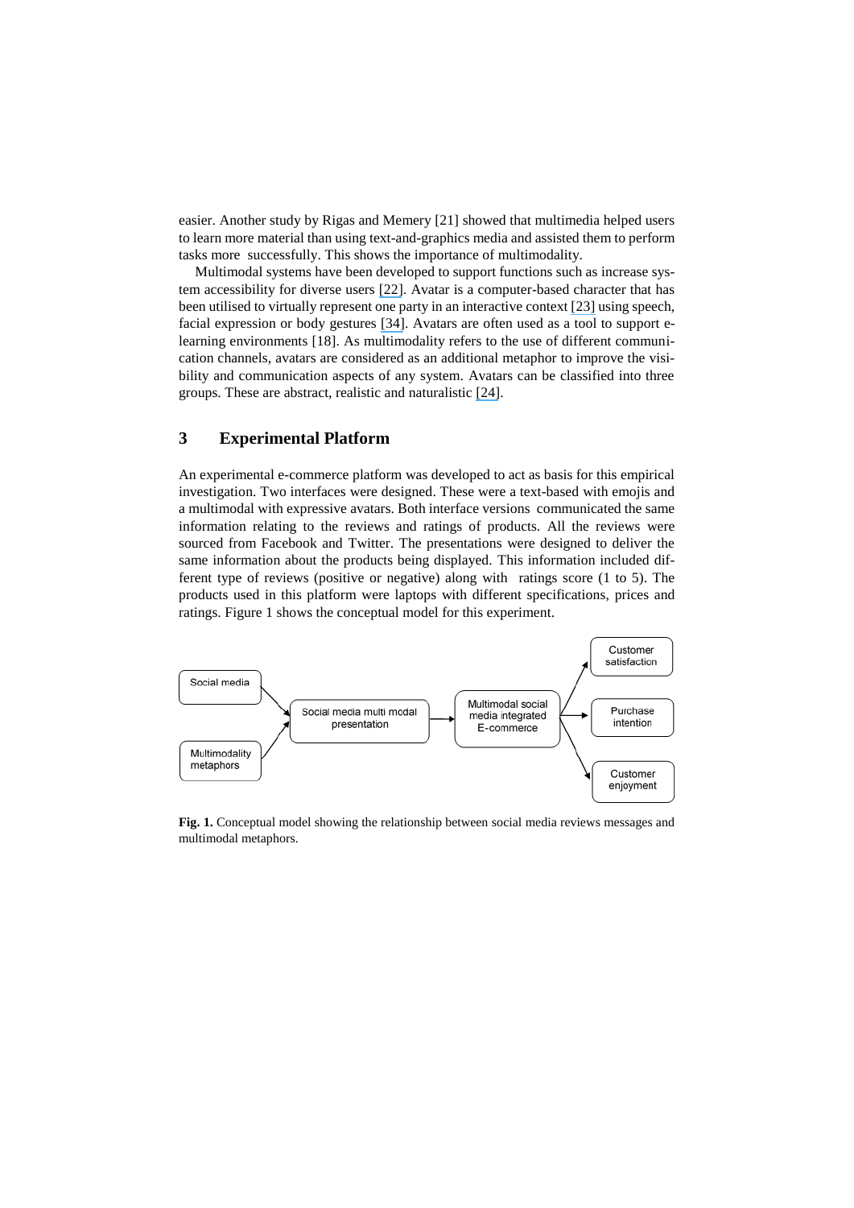easier. Another study by Rigas and Memery [21] showed that multimedia helped users to learn more material than using text-and-graphics media and assisted them to perform tasks more successfully. This shows the importance of multimodality.

Multimodal systems have been developed to support functions such as increase system accessibility for diverse users [22]. Avatar is a computer-based character that has been utilised to virtually represent one party in an interactive context [23] using speech, facial expression or body gestures [34]. Avatars are often used as a tool to support e-learning environments [18]. As multimodality refers to the use of different communication channels, avatars are considered as an additional metaphor to improve the visibility and communication aspects of any system. Avatars can be classified into three groups. These are abstract, realistic and naturalistic [24].

## 3 Experimental Platform

An experimental e-commerce platform was developed to act as basis for this empirical investigation. Two interfaces were designed. These were a text-based with emojis and a multimodal with expressive avatars. Both interface versions communicated the same information relating to the reviews and ratings of products. All the reviews were sourced from Facebook and Twitter. The presentations were designed to deliver the same information about the products being displayed. This information included different type of reviews (positive or negative) along with ratings score (1 to 5). The products used in this platform were laptops with different specifications, prices and ratings. Figure 1 shows the conceptual model for this experiment.

Social media → Social media multi modal presentation
Multimodality metaphors → Social media multi modal presentation
Social media multi modal presentation → Multimodal social media integrated E-commerce
Multimodal social media integrated E-commerce → Customer satisfaction
Multimodal social media integrated E-commerce → Purchase intention
Multimodal social media integrated E-commerce → Customer enjoyment

**Fig. 1.** Conceptual model showing the relationship between social media reviews messages and multimodal metaphors.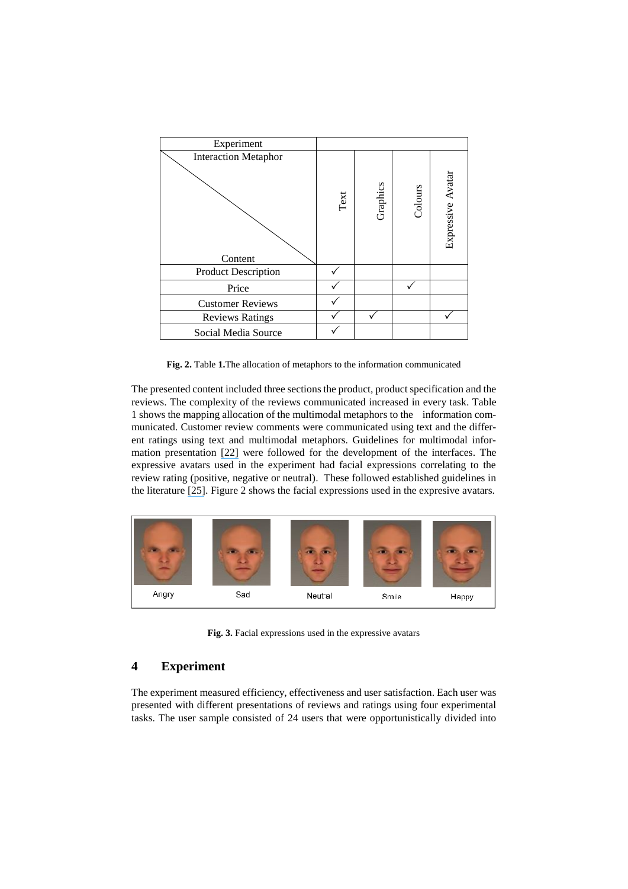| Experiment | | | | |
|---|---|---|---|---|
| Interaction Metaphor / Content | Text | Graphics | Colours | Expressive Avatar |
| Product Description | ✓ | | | |
| Price | ✓ | | ✓ | |
| Customer Reviews | ✓ | | | |
| Reviews Ratings | ✓ | ✓ | | ✓ |
| Social Media Source | ✓ | | | |

**Fig. 2.** Table **1.**The allocation of metaphors to the information communicated

The presented content included three sections the product, product specification and the reviews. The complexity of the reviews communicated increased in every task. Table 1 shows the mapping allocation of the multimodal metaphors to the information communicated. Customer review comments were communicated using text and the different ratings using text and multimodal metaphors. Guidelines for multimodal information presentation [22] were followed for the development of the interfaces. The expressive avatars used in the experiment had facial expressions correlating to the review rating (positive, negative or neutral). These followed established guidelines in the literature [25]. Figure 2 shows the facial expressions used in the expresive avatars.

Angry Sad Neutral Smile Happy

**Fig. 3.** Facial expressions used in the expressive avatars

## 4 Experiment

The experiment measured efficiency, effectiveness and user satisfaction. Each user was presented with different presentations of reviews and ratings using four experimental tasks. The user sample consisted of 24 users that were opportunistically divided into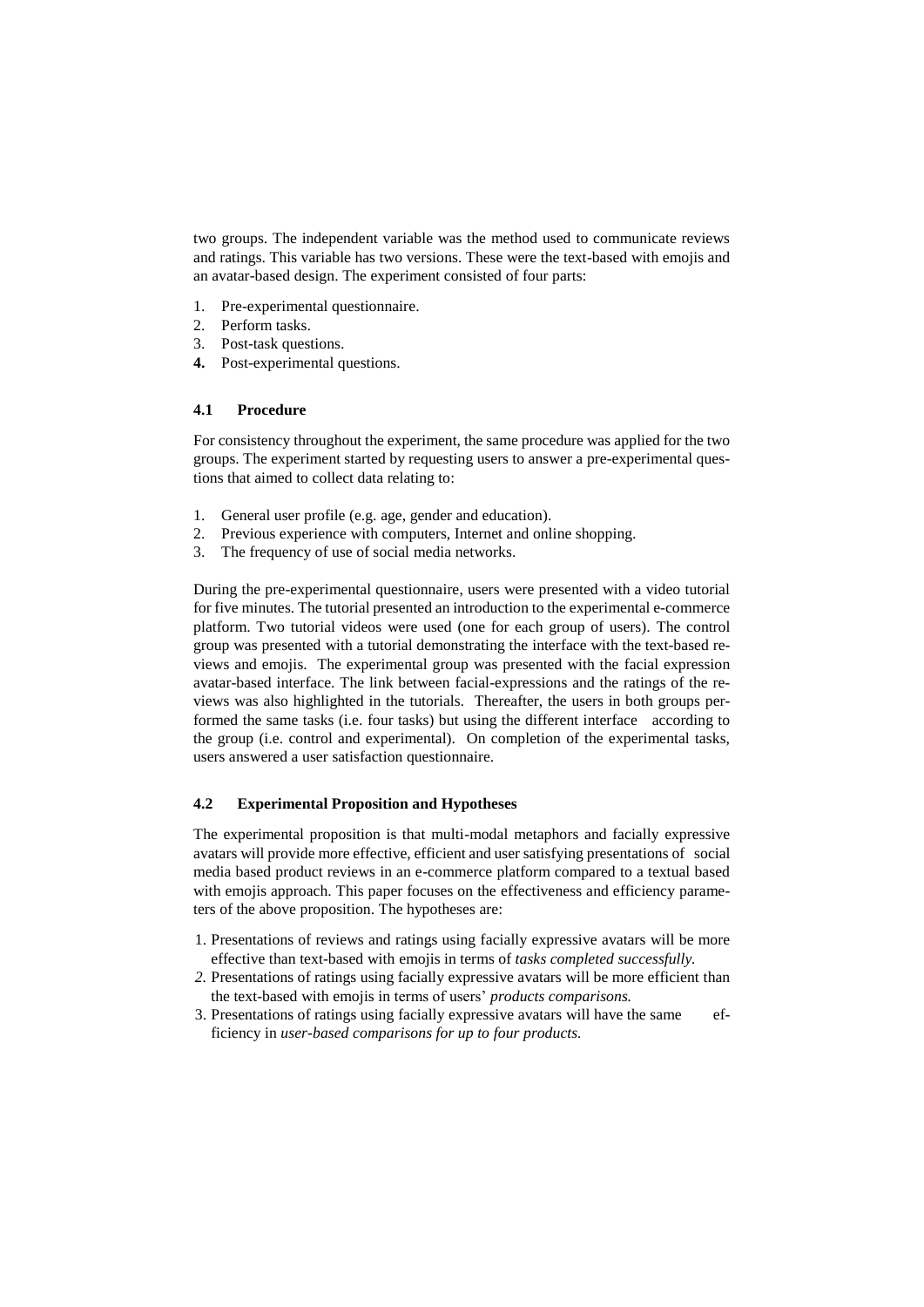two groups. The independent variable was the method used to communicate reviews and ratings. This variable has two versions. These were the text-based with emojis and an avatar-based design. The experiment consisted of four parts:

1. Pre-experimental questionnaire.
2. Perform tasks.
3. Post-task questions.
4. Post-experimental questions.

### 4.1 Procedure

For consistency throughout the experiment, the same procedure was applied for the two groups. The experiment started by requesting users to answer a pre-experimental questions that aimed to collect data relating to:

1. General user profile (e.g. age, gender and education).
2. Previous experience with computers, Internet and online shopping.
3. The frequency of use of social media networks.

During the pre-experimental questionnaire, users were presented with a video tutorial for five minutes. The tutorial presented an introduction to the experimental e-commerce platform. Two tutorial videos were used (one for each group of users). The control group was presented with a tutorial demonstrating the interface with the text-based reviews and emojis. The experimental group was presented with the facial expression avatar-based interface. The link between facial-expressions and the ratings of the reviews was also highlighted in the tutorials. Thereafter, the users in both groups performed the same tasks (i.e. four tasks) but using the different interface according to the group (i.e. control and experimental). On completion of the experimental tasks, users answered a user satisfaction questionnaire.

### 4.2 Experimental Proposition and Hypotheses

The experimental proposition is that multi-modal metaphors and facially expressive avatars will provide more effective, efficient and user satisfying presentations of social media based product reviews in an e-commerce platform compared to a textual based with emojis approach. This paper focuses on the effectiveness and efficiency parameters of the above proposition. The hypotheses are:

1. Presentations of reviews and ratings using facially expressive avatars will be more effective than text-based with emojis in terms of *tasks completed successfully.*
2. Presentations of ratings using facially expressive avatars will be more efficient than the text-based with emojis in terms of users' *products comparisons.*
3. Presentations of ratings using facially expressive avatars will have the same efficiency in *user-based comparisons for up to four products.*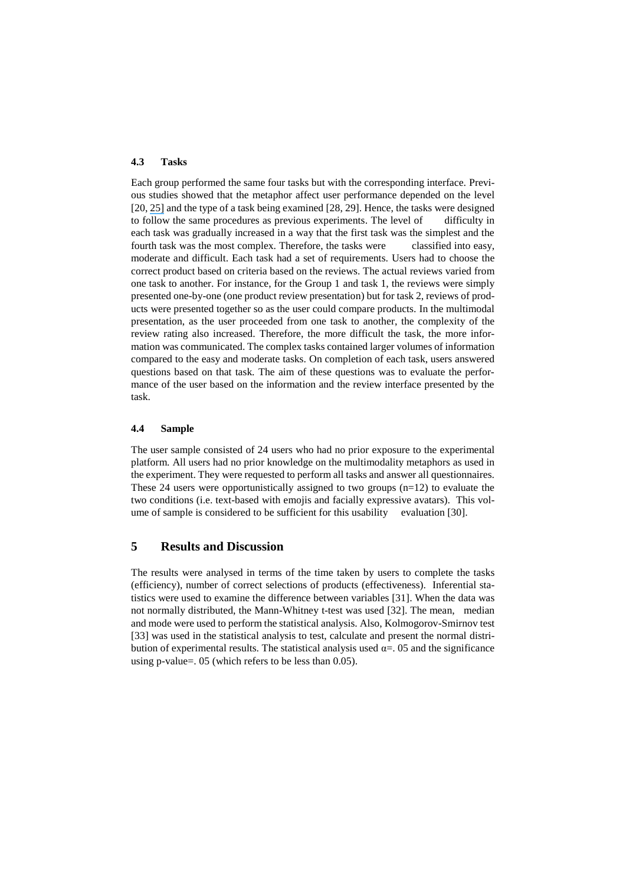### 4.3 Tasks

Each group performed the same four tasks but with the corresponding interface. Previous studies showed that the metaphor affect user performance depended on the level [20, 25] and the type of a task being examined [28, 29]. Hence, the tasks were designed to follow the same procedures as previous experiments. The level of difficulty in each task was gradually increased in a way that the first task was the simplest and the fourth task was the most complex. Therefore, the tasks were classified into easy, moderate and difficult. Each task had a set of requirements. Users had to choose the correct product based on criteria based on the reviews. The actual reviews varied from one task to another. For instance, for the Group 1 and task 1, the reviews were simply presented one-by-one (one product review presentation) but for task 2, reviews of products were presented together so as the user could compare products. In the multimodal presentation, as the user proceeded from one task to another, the complexity of the review rating also increased. Therefore, the more difficult the task, the more information was communicated. The complex tasks contained larger volumes of information compared to the easy and moderate tasks. On completion of each task, users answered questions based on that task. The aim of these questions was to evaluate the performance of the user based on the information and the review interface presented by the task.

### 4.4 Sample

The user sample consisted of 24 users who had no prior exposure to the experimental platform. All users had no prior knowledge on the multimodality metaphors as used in the experiment. They were requested to perform all tasks and answer all questionnaires. These 24 users were opportunistically assigned to two groups (n=12) to evaluate the two conditions (i.e. text-based with emojis and facially expressive avatars). This volume of sample is considered to be sufficient for this usability evaluation [30].

## 5 Results and Discussion

The results were analysed in terms of the time taken by users to complete the tasks (efficiency), number of correct selections of products (effectiveness). Inferential statistics were used to examine the difference between variables [31]. When the data was not normally distributed, the Mann-Whitney t-test was used [32]. The mean, median and mode were used to perform the statistical analysis. Also, Kolmogorov-Smirnov test [33] was used in the statistical analysis to test, calculate and present the normal distribution of experimental results. The statistical analysis used $\alpha$=. 05 and the significance using p-value=. 05 (which refers to be less than 0.05).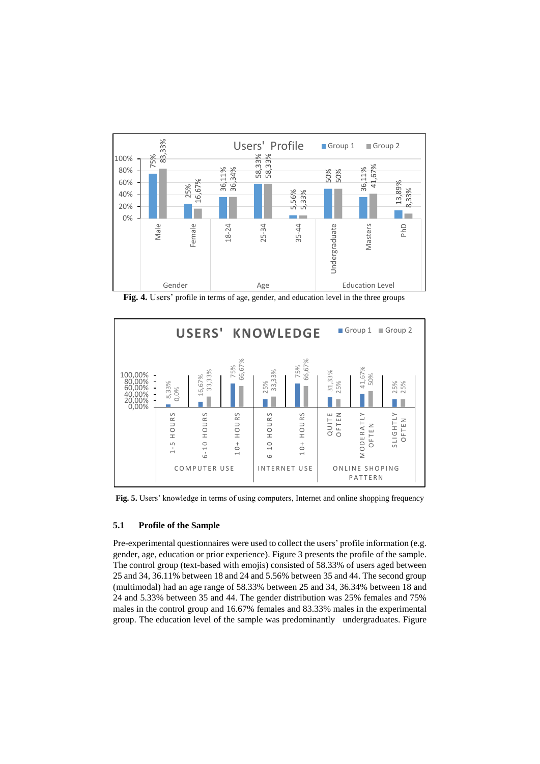Fig. 4. Users' profile in terms of age, gender, and education level in the three groups

Fig. 5. Users' knowledge in terms of using computers, Internet and online shopping frequency

### 5.1 Profile of the Sample

Pre-experimental questionnaires were used to collect the users' profile information (e.g. gender, age, education or prior experience). Figure 3 presents the profile of the sample. The control group (text-based with emojis) consisted of 58.33% of users aged between 25 and 34, 36.11% between 18 and 24 and 5.56% between 35 and 44. The second group (multimodal) had an age range of 58.33% between 25 and 34, 36.34% between 18 and 24 and 5.33% between 35 and 44. The gender distribution was 25% females and 75% males in the control group and 16.67% females and 83.33% males in the experimental group. The education level of the sample was predominantly undergraduates. Figure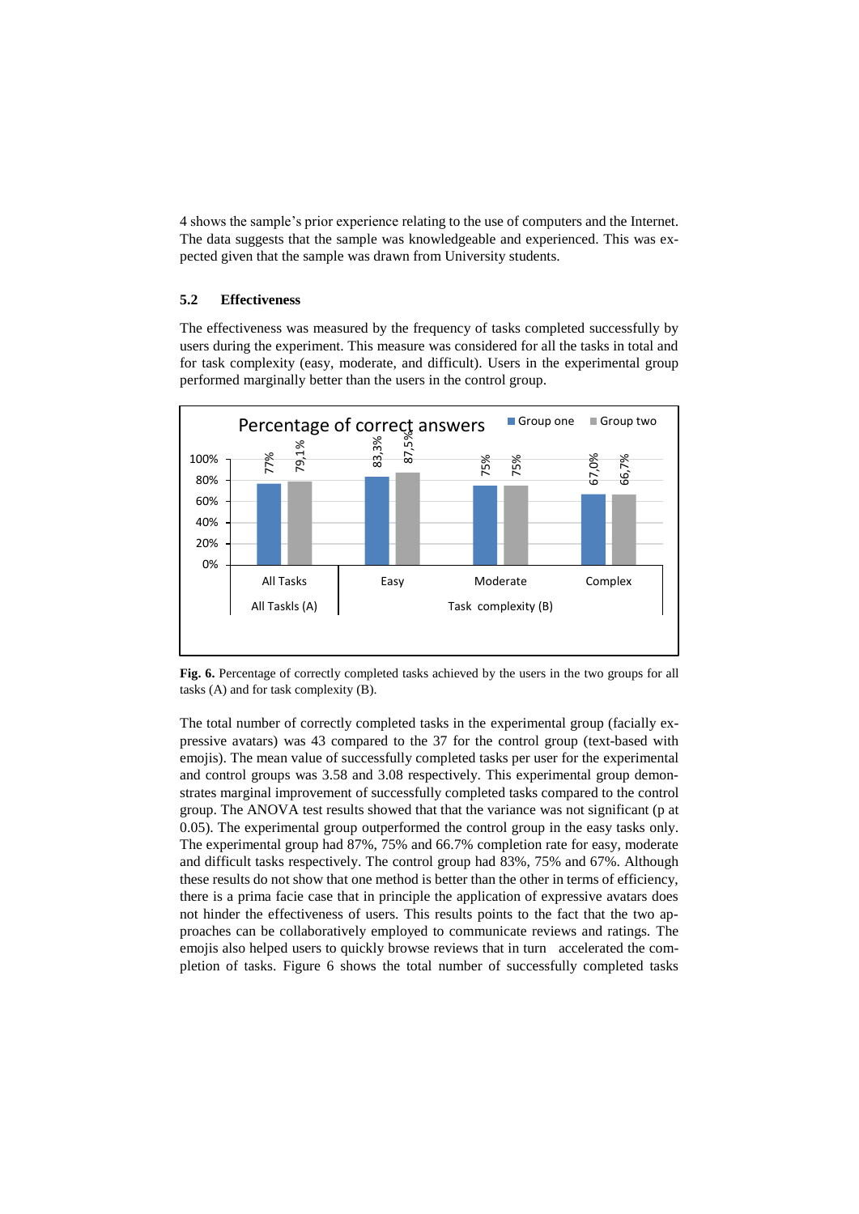4 shows the sample's prior experience relating to the use of computers and the Internet. The data suggests that the sample was knowledgeable and experienced. This was expected given that the sample was drawn from University students.

### 5.2 Effectiveness

The effectiveness was measured by the frequency of tasks completed successfully by users during the experiment. This measure was considered for all the tasks in total and for task complexity (easy, moderate, and difficult). Users in the experimental group performed marginally better than the users in the control group.

**Fig. 6.** Percentage of correctly completed tasks achieved by the users in the two groups for all tasks (A) and for task complexity (B).

The total number of correctly completed tasks in the experimental group (facially expressive avatars) was 43 compared to the 37 for the control group (text-based with emojis). The mean value of successfully completed tasks per user for the experimental and control groups was 3.58 and 3.08 respectively. This experimental group demonstrates marginal improvement of successfully completed tasks compared to the control group. The ANOVA test results showed that that the variance was not significant (p at 0.05). The experimental group outperformed the control group in the easy tasks only. The experimental group had 87%, 75% and 66.7% completion rate for easy, moderate and difficult tasks respectively. The control group had 83%, 75% and 67%. Although these results do not show that one method is better than the other in terms of efficiency, there is a prima facie case that in principle the application of expressive avatars does not hinder the effectiveness of users. This results points to the fact that the two approaches can be collaboratively employed to communicate reviews and ratings. The emojis also helped users to quickly browse reviews that in turn accelerated the completion of tasks. Figure 6 shows the total number of successfully completed tasks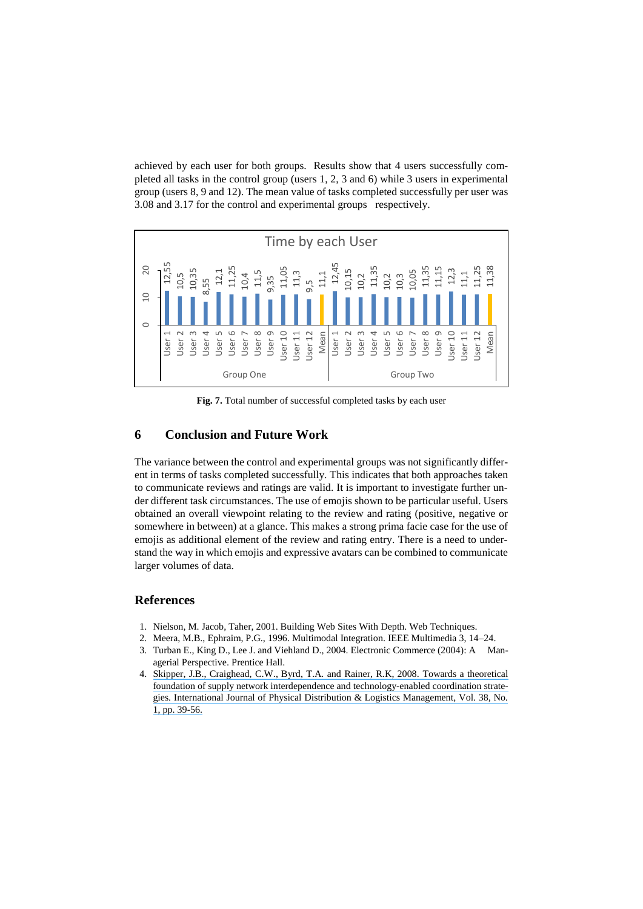achieved by each user for both groups. Results show that 4 users successfully completed all tasks in the control group (users 1, 2, 3 and 6) while 3 users in experimental group (users 8, 9 and 12). The mean value of tasks completed successfully per user was 3.08 and 3.17 for the control and experimental groups respectively.

Time by each User

| Group | User | Value |
|---|---|---|
| Group One | User 1 | 12,55 |
| | User 2 | 10,5 |
| | User 3 | 10,35 |
| | User 4 | 8,55 |
| | User 5 | 12,1 |
| | User 6 | 11,25 |
| | User 7 | 10,4 |
| | User 8 | 11,5 |
| | User 9 | 9,35 |
| | User 10 | 11,05 |
| | User 11 | 11,3 |
| | User 12 | 9,5 |
| | Mean | 11,1 |
| Group Two | User 1 | 12,45 |
| | User 2 | 10,15 |
| | User 3 | 10,2 |
| | User 4 | 11,35 |
| | User 5 | 10,2 |
| | User 6 | 10,3 |
| | User 7 | 10,05 |
| | User 8 | 11,35 |
| | User 9 | 11,15 |
| | User 10 | 12,3 |
| | User 11 | 11,1 |
| | User 12 | 11,25 |
| | Mean | 11,38 |

**Fig. 7.** Total number of successful completed tasks by each user

## 6 Conclusion and Future Work

The variance between the control and experimental groups was not significantly different in terms of tasks completed successfully. This indicates that both approaches taken to communicate reviews and ratings are valid. It is important to investigate further under different task circumstances. The use of emojis shown to be particular useful. Users obtained an overall viewpoint relating to the review and rating (positive, negative or somewhere in between) at a glance. This makes a strong prima facie case for the use of emojis as additional element of the review and rating entry. There is a need to understand the way in which emojis and expressive avatars can be combined to communicate larger volumes of data.

## References

1. Nielson, M. Jacob, Taher, 2001. Building Web Sites With Depth. Web Techniques.
2. Meera, M.B., Ephraim, P.G., 1996. Multimodal Integration. IEEE Multimedia 3, 14–24.
3. Turban E., King D., Lee J. and Viehland D., 2004. Electronic Commerce (2004): A Managerial Perspective. Prentice Hall.
4. Skipper, J.B., Craighead, C.W., Byrd, T.A. and Rainer, R.K, 2008. Towards a theoretical foundation of supply network interdependence and technology-enabled coordination strategies. International Journal of Physical Distribution & Logistics Management, Vol. 38, No. 1, pp. 39-56.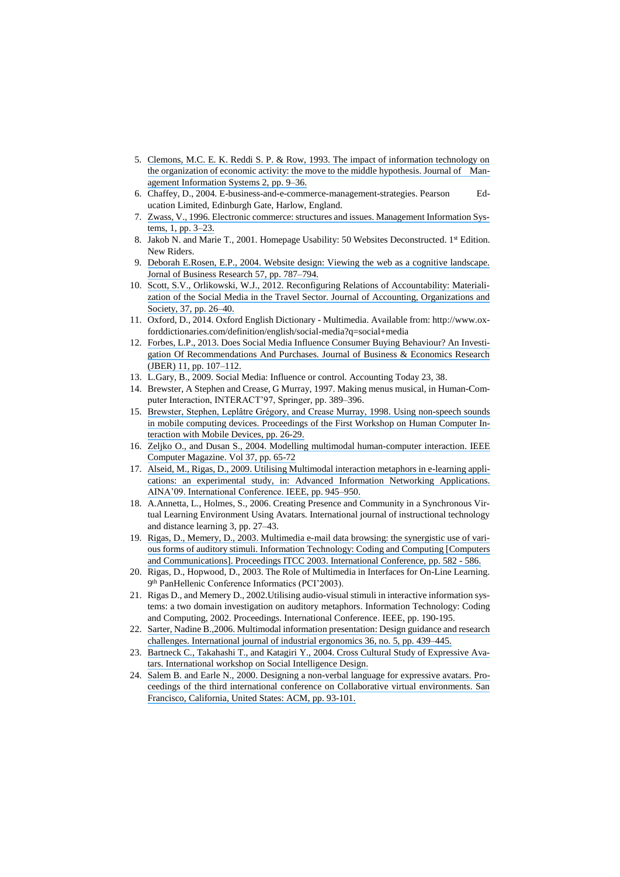5. Clemons, M.C. E. K. Reddi S. P. & Row, 1993. The impact of information technology on the organization of economic activity: the move to the middle hypothesis. Journal of Management Information Systems 2, pp. 9–36.
6. Chaffey, D., 2004. E-business-and-e-commerce-management-strategies. Pearson Education Limited, Edinburgh Gate, Harlow, England.
7. Zwass, V., 1996. Electronic commerce: structures and issues. Management Information Systems, 1, pp. 3–23.
8. Jakob N. and Marie T., 2001. Homepage Usability: 50 Websites Deconstructed. 1st Edition. New Riders.
9. Deborah E.Rosen, E.P., 2004. Website design: Viewing the web as a cognitive landscape. Jornal of Business Research 57, pp. 787–794.
10. Scott, S.V., Orlikowski, W.J., 2012. Reconfiguring Relations of Accountability: Materialization of the Social Media in the Travel Sector. Journal of Accounting, Organizations and Society, 37, pp. 26–40.
11. Oxford, D., 2014. Oxford English Dictionary - Multimedia. Available from: http://www.oxforddictionaries.com/definition/english/social-media?q=social+media
12. Forbes, L.P., 2013. Does Social Media Influence Consumer Buying Behaviour? An Investigation Of Recommendations And Purchases. Journal of Business & Economics Research (JBER) 11, pp. 107–112.
13. L.Gary, B., 2009. Social Media: Influence or control. Accounting Today 23, 38.
14. Brewster, A Stephen and Crease, G Murray, 1997. Making menus musical, in Human-Computer Interaction, INTERACT'97, Springer, pp. 389–396.
15. Brewster, Stephen, Leplâtre Grégory, and Crease Murray, 1998. Using non-speech sounds in mobile computing devices. Proceedings of the First Workshop on Human Computer Interaction with Mobile Devices, pp. 26-29.
16. Zeljko O., and Dusan S., 2004. Modelling multimodal human-computer interaction. IEEE Computer Magazine. Vol 37, pp. 65-72
17. Alseid, M., Rigas, D., 2009. Utilising Multimodal interaction metaphors in e-learning applications: an experimental study, in: Advanced Information Networking Applications. AINA'09. International Conference. IEEE, pp. 945–950.
18. A.Annetta, L., Holmes, S., 2006. Creating Presence and Community in a Synchronous Virtual Learning Environment Using Avatars. International journal of instructional technology and distance learning 3, pp. 27–43.
19. Rigas, D., Memery, D., 2003. Multimedia e-mail data browsing: the synergistic use of various forms of auditory stimuli. Information Technology: Coding and Computing [Computers and Communications]. Proceedings ITCC 2003. International Conference, pp. 582 - 586.
20. Rigas, D., Hopwood, D., 2003. The Role of Multimedia in Interfaces for On-Line Learning. 9th PanHellenic Conference Informatics (PCI'2003).
21. Rigas D., and Memery D., 2002.Utilising audio-visual stimuli in interactive information systems: a two domain investigation on auditory metaphors. Information Technology: Coding and Computing, 2002. Proceedings. International Conference. IEEE, pp. 190-195.
22. Sarter, Nadine B.,2006. Multimodal information presentation: Design guidance and research challenges. International journal of industrial ergonomics 36, no. 5, pp. 439–445.
23. Bartneck C., Takahashi T., and Katagiri Y., 2004. Cross Cultural Study of Expressive Avatars. International workshop on Social Intelligence Design.
24. Salem B. and Earle N., 2000. Designing a non-verbal language for expressive avatars. Proceedings of the third international conference on Collaborative virtual environments. San Francisco, California, United States: ACM, pp. 93-101.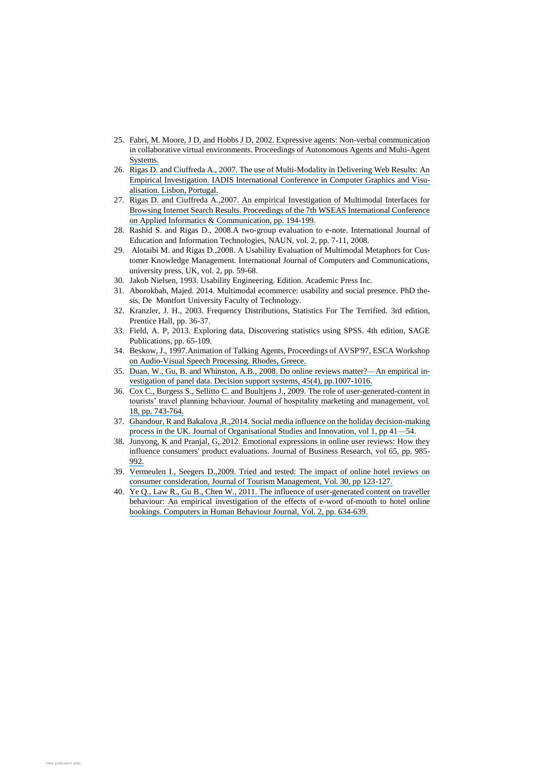25. Fabri, M. Moore, J D, and Hobbs J D, 2002. Expressive agents: Non-verbal communication in collaborative virtual environments. Proceedings of Autonomous Agents and Multi-Agent Systems.
26. Rigas D. and Ciuffreda A., 2007. The use of Multi-Modality in Delivering Web Results: An Empirical Investigation. IADIS International Conference in Computer Graphics and Visualisation. Lisbon, Portugal.
27. Rigas D. and Ciuffreda A.,2007. An empirical Investigation of Multimodal Interfaces for Browsing Internet Search Results. Proceedings of the 7th WSEAS International Conference on Applied Informatics & Communication, pp. 194-199.
28. Rashid S. and Rigas D., 2008.A two-group evaluation to e-note. International Journal of Education and Information Technologies, NAUN, vol. 2, pp. 7-11, 2008.
29. Alotaibi M. and Rigas D.,2008. A Usability Evaluation of Multimodal Metaphors for Customer Knowledge Management. International Journal of Computers and Communications, university press, UK, vol. 2, pp. 59-68.
30. Jakob Nielsen, 1993. Usability Engineering. Edition. Academic Press Inc.
31. Aborokbah, Majed. 2014. Multimodal ecommerce: usability and social presence. PhD thesis, De Montfort University Faculty of Technology.
32. Kranzler, J. H., 2003. Frequency Distributions, Statistics For The Terrified. 3rd edition, Prentice Hall, pp. 36-37.
33. Field, A. P, 2013. Exploring data, Discovering statistics using SPSS. 4th edition, SAGE Publications, pp. 65-109.
34. Beskow, J., 1997.Animation of Talking Agents, Proceedings of AVSP'97, ESCA Workshop on Audio-Visual Speech Processing. Rhodes, Greece.
35. Duan, W., Gu, B. and Whinston, A.B., 2008. Do online reviews matter?—An empirical investigation of panel data. Decision support systems, 45(4), pp.1007-1016.
36. Cox C., Burgess S., Sellitto C. and Buultjens J., 2009. The role of user-generated-content in tourists' travel planning behaviour. Journal of hospitality marketing and management, vol. 18, pp. 743-764.
37. Ghandour, R and Bakalova ,R.,2014. Social media influence on the holiday decision-making process in the UK. Journal of Organisational Studies and Innovation, vol 1, pp 41—54.
38. Junyong, K and Pranjal, G,.2012. Emotional expressions in online user reviews: How they influence consumers' product evaluations. Journal of Business Research, vol 65, pp. 985-992.
39. Vermeulen I., Seegers D.,2009. Tried and tested: The impact of online hotel reviews on consumer consideration, Journal of Tourism Management, Vol. 30, pp 123-127.
40. Ye Q., Law R., Gu B., Chen W., 2011. The influence of user-generated content on traveller behaviour: An empirical investigation of the effects of e-word of-mouth to hotel online bookings. Computers in Human Behaviour Journal, Vol. 2, pp. 634-639.